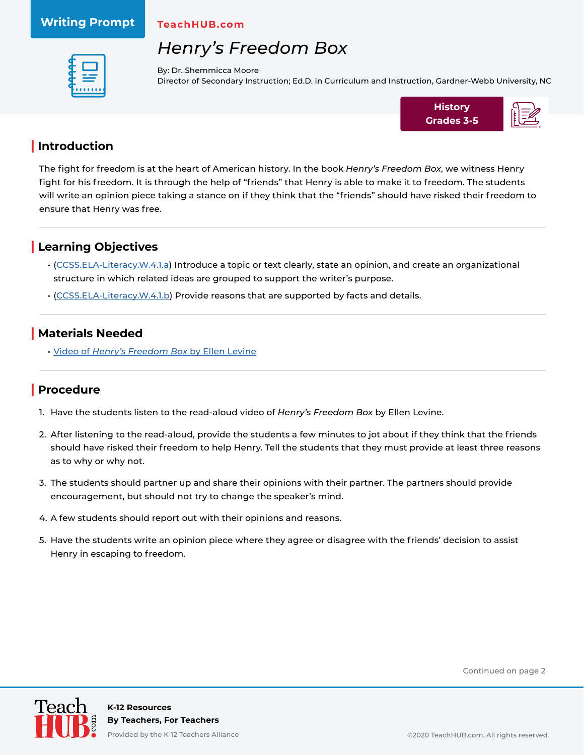Writing Prompt

TeachHUB.com

# *Henry's Freedom Box*

By: Dr. Shemmicca Moore
Director of Secondary Instruction; Ed.D. in Curriculum and Instruction, Gardner-Webb University, NC

**History**
**Grades 3-5**

## Introduction

The fight for freedom is at the heart of American history. In the book *Henry's Freedom Box*, we witness Henry fight for his freedom. It is through the help of "friends" that Henry is able to make it to freedom. The students will write an opinion piece taking a stance on if they think that the "friends" should have risked their freedom to ensure that Henry was free.

## Learning Objectives

- (CCSS.ELA-Literacy.W.4.1.a) Introduce a topic or text clearly, state an opinion, and create an organizational structure in which related ideas are grouped to support the writer's purpose.
- (CCSS.ELA-Literacy.W.4.1.b) Provide reasons that are supported by facts and details.

## Materials Needed

- Video of *Henry's Freedom Box* by Ellen Levine

## Procedure

1. Have the students listen to the read-aloud video of *Henry's Freedom Box* by Ellen Levine.
2. After listening to the read-aloud, provide the students a few minutes to jot about if they think that the friends should have risked their freedom to help Henry. Tell the students that they must provide at least three reasons as to why or why not.
3. The students should partner up and share their opinions with their partner. The partners should provide encouragement, but should not try to change the speaker's mind.
4. A few students should report out with their opinions and reasons.
5. Have the students write an opinion piece where they agree or disagree with the friends' decision to assist Henry in escaping to freedom.

Continued on page 2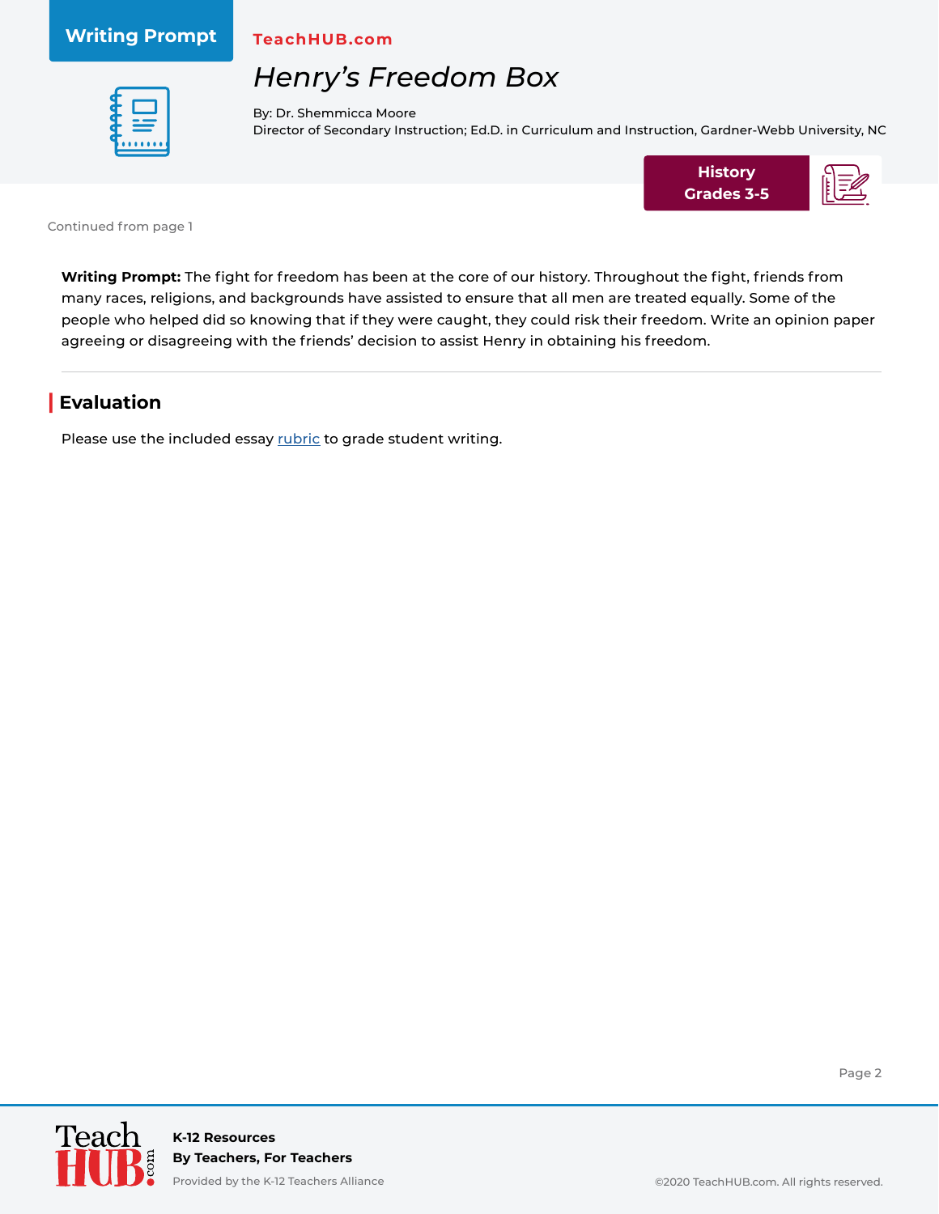Continued from page 1

**Writing Prompt:** The fight for freedom has been at the core of our history. Throughout the fight, friends from many races, religions, and backgrounds have assisted to ensure that all men are treated equally. Some of the people who helped did so knowing that if they were caught, they could risk their freedom. Write an opinion paper agreeing or disagreeing with the friends' decision to assist Henry in obtaining his freedom.

---

## Evaluation

Please use the included essay rubric to grade student writing.